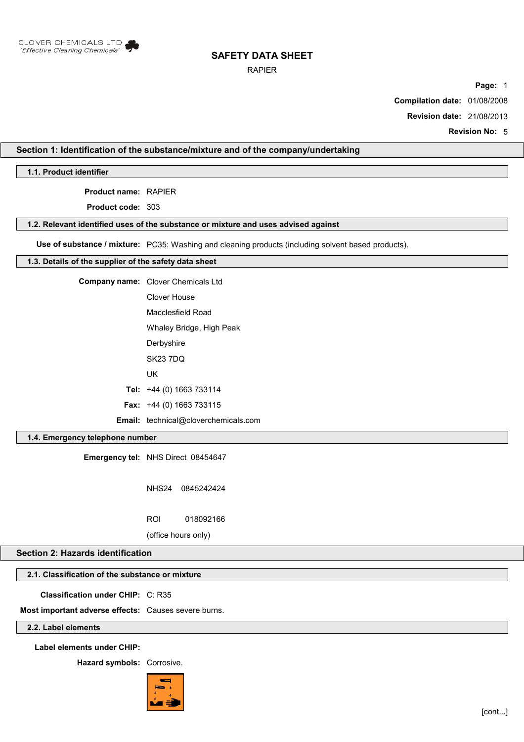CLOVER CHEMICALS LTD
*'Effective Cleaning Chemicals'*

# SAFETY DATA SHEET

RAPIER

**Compilation date:** 01/08/2008

**Revision date:** 21/08/2013

**Revision No:** 5

## Section 1: Identification of the substance/mixture and of the company/undertaking

### 1.1. Product identifier

**Product name:** RAPIER

**Product code:** 303

### 1.2. Relevant identified uses of the substance or mixture and uses advised against

**Use of substance / mixture:** PC35: Washing and cleaning products (including solvent based products).

### 1.3. Details of the supplier of the safety data sheet

**Company name:** Clover Chemicals Ltd
Clover House
Macclesfield Road
Whaley Bridge, High Peak
Derbyshire
SK23 7DQ
UK

**Tel:** +44 (0) 1663 733114

**Fax:** +44 (0) 1663 733115

**Email:** technical@cloverchemicals.com

### 1.4. Emergency telephone number

**Emergency tel:** NHS Direct 08454647

NHS24 0845242424

ROI 018092166

(office hours only)

## Section 2: Hazards identification

### 2.1. Classification of the substance or mixture

**Classification under CHIP:** C: R35

**Most important adverse effects:** Causes severe burns.

### 2.2. Label elements

**Label elements under CHIP:**

**Hazard symbols:** Corrosive.

[cont...]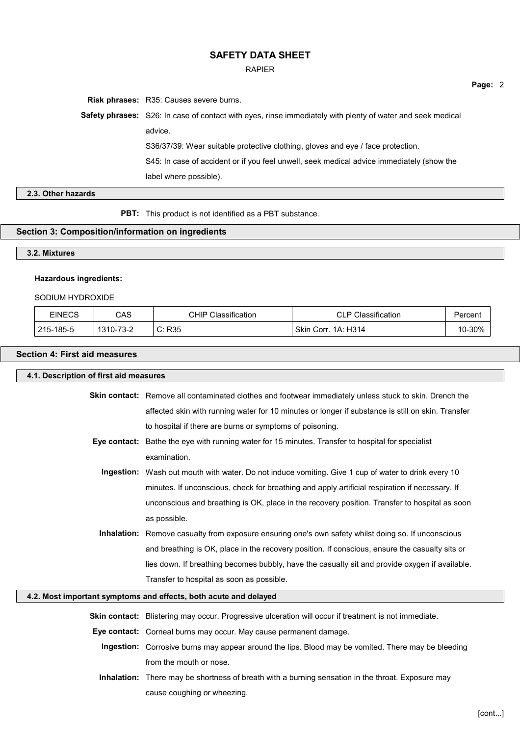**Risk phrases:** R35: Causes severe burns.

**Safety phrases:** S26: In case of contact with eyes, rinse immediately with plenty of water and seek medical advice.

S36/37/39: Wear suitable protective clothing, gloves and eye / face protection.

S45: In case of accident or if you feel unwell, seek medical advice immediately (show the label where possible).

### 2.3. Other hazards

**PBT:** This product is not identified as a PBT substance.

## Section 3: Composition/information on ingredients

### 3.2. Mixtures

**Hazardous ingredients:**

SODIUM HYDROXIDE

| EINECS | CAS | CHIP Classification | CLP Classification | Percent |
| --- | --- | --- | --- | --- |
| 215-185-5 | 1310-73-2 | C: R35 | Skin Corr. 1A: H314 | 10-30% |

## Section 4: First aid measures

### 4.1. Description of first aid measures

**Skin contact:** Remove all contaminated clothes and footwear immediately unless stuck to skin. Drench the affected skin with running water for 10 minutes or longer if substance is still on skin. Transfer to hospital if there are burns or symptoms of poisoning.

**Eye contact:** Bathe the eye with running water for 15 minutes. Transfer to hospital for specialist examination.

**Ingestion:** Wash out mouth with water. Do not induce vomiting. Give 1 cup of water to drink every 10 minutes. If unconscious, check for breathing and apply artificial respiration if necessary. If unconscious and breathing is OK, place in the recovery position. Transfer to hospital as soon as possible.

**Inhalation:** Remove casualty from exposure ensuring one's own safety whilst doing so. If unconscious and breathing is OK, place in the recovery position. If conscious, ensure the casualty sits or lies down. If breathing becomes bubbly, have the casualty sit and provide oxygen if available. Transfer to hospital as soon as possible.

### 4.2. Most important symptoms and effects, both acute and delayed

**Skin contact:** Blistering may occur. Progressive ulceration will occur if treatment is not immediate.

**Eye contact:** Corneal burns may occur. May cause permanent damage.

**Ingestion:** Corrosive burns may appear around the lips. Blood may be vomited. There may be bleeding from the mouth or nose.

**Inhalation:** There may be shortness of breath with a burning sensation in the throat. Exposure may cause coughing or wheezing.

[cont...]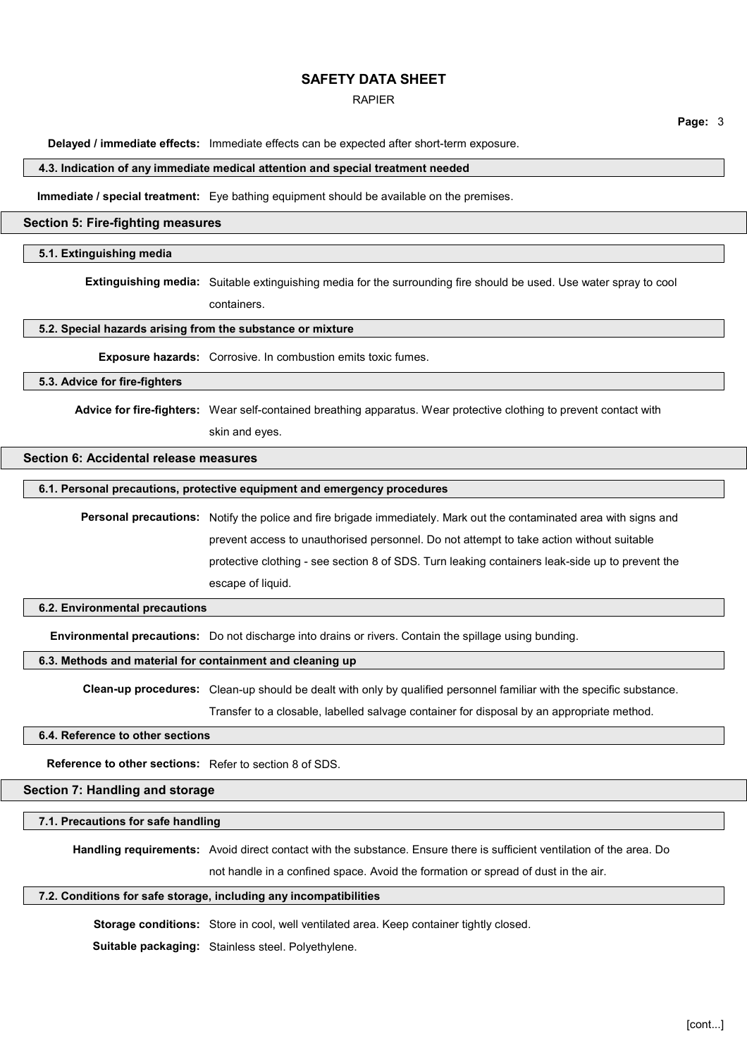**Delayed / immediate effects:** Immediate effects can be expected after short-term exposure.

### 4.3. Indication of any immediate medical attention and special treatment needed

**Immediate / special treatment:** Eye bathing equipment should be available on the premises.

## Section 5: Fire-fighting measures

### 5.1. Extinguishing media

**Extinguishing media:** Suitable extinguishing media for the surrounding fire should be used. Use water spray to cool containers.

### 5.2. Special hazards arising from the substance or mixture

**Exposure hazards:** Corrosive. In combustion emits toxic fumes.

### 5.3. Advice for fire-fighters

**Advice for fire-fighters:** Wear self-contained breathing apparatus. Wear protective clothing to prevent contact with skin and eyes.

## Section 6: Accidental release measures

### 6.1. Personal precautions, protective equipment and emergency procedures

**Personal precautions:** Notify the police and fire brigade immediately. Mark out the contaminated area with signs and prevent access to unauthorised personnel. Do not attempt to take action without suitable protective clothing - see section 8 of SDS. Turn leaking containers leak-side up to prevent the escape of liquid.

### 6.2. Environmental precautions

**Environmental precautions:** Do not discharge into drains or rivers. Contain the spillage using bunding.

### 6.3. Methods and material for containment and cleaning up

**Clean-up procedures:** Clean-up should be dealt with only by qualified personnel familiar with the specific substance. Transfer to a closable, labelled salvage container for disposal by an appropriate method.

### 6.4. Reference to other sections

**Reference to other sections:** Refer to section 8 of SDS.

## Section 7: Handling and storage

### 7.1. Precautions for safe handling

**Handling requirements:** Avoid direct contact with the substance. Ensure there is sufficient ventilation of the area. Do not handle in a confined space. Avoid the formation or spread of dust in the air.

### 7.2. Conditions for safe storage, including any incompatibilities

**Storage conditions:** Store in cool, well ventilated area. Keep container tightly closed.

**Suitable packaging:** Stainless steel. Polyethylene.

[cont...]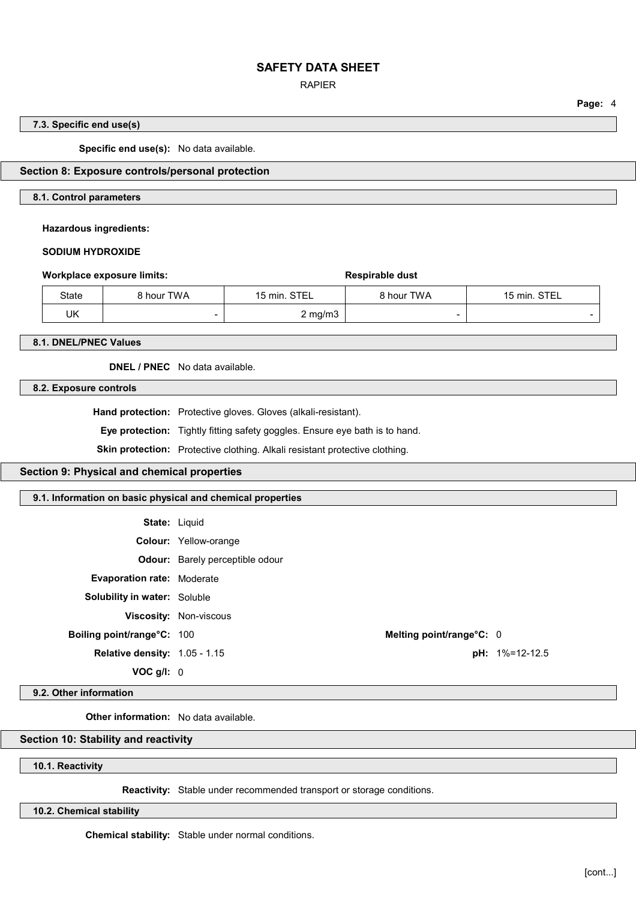### 7.3. Specific end use(s)

**Specific end use(s):** No data available.

## Section 8: Exposure controls/personal protection

### 8.1. Control parameters

**Hazardous ingredients:**

**SODIUM HYDROXIDE**

| **Workplace exposure limits:** | | | **Respirable dust** | |
|---|---|---|---|---|
| State | 8 hour TWA | 15 min. STEL | 8 hour TWA | 15 min. STEL |
| UK | - | 2 mg/m3 | - | - |

### 8.1. DNEL/PNEC Values

**DNEL / PNEC** No data available.

### 8.2. Exposure controls

**Hand protection:** Protective gloves. Gloves (alkali-resistant).

**Eye protection:** Tightly fitting safety goggles. Ensure eye bath is to hand.

**Skin protection:** Protective clothing. Alkali resistant protective clothing.

## Section 9: Physical and chemical properties

### 9.1. Information on basic physical and chemical properties

**State:** Liquid

**Colour:** Yellow-orange

**Odour:** Barely perceptible odour

**Evaporation rate:** Moderate

**Solubility in water:** Soluble

**Viscosity:** Non-viscous

**Boiling point/range°C:** 100

**Melting point/range°C:** 0

**Relative density:** 1.05 - 1.15

**pH:** 1%=12-12.5

**VOC g/l:** 0

### 9.2. Other information

**Other information:** No data available.

## Section 10: Stability and reactivity

### 10.1. Reactivity

**Reactivity:** Stable under recommended transport or storage conditions.

### 10.2. Chemical stability

**Chemical stability:** Stable under normal conditions.

[cont...]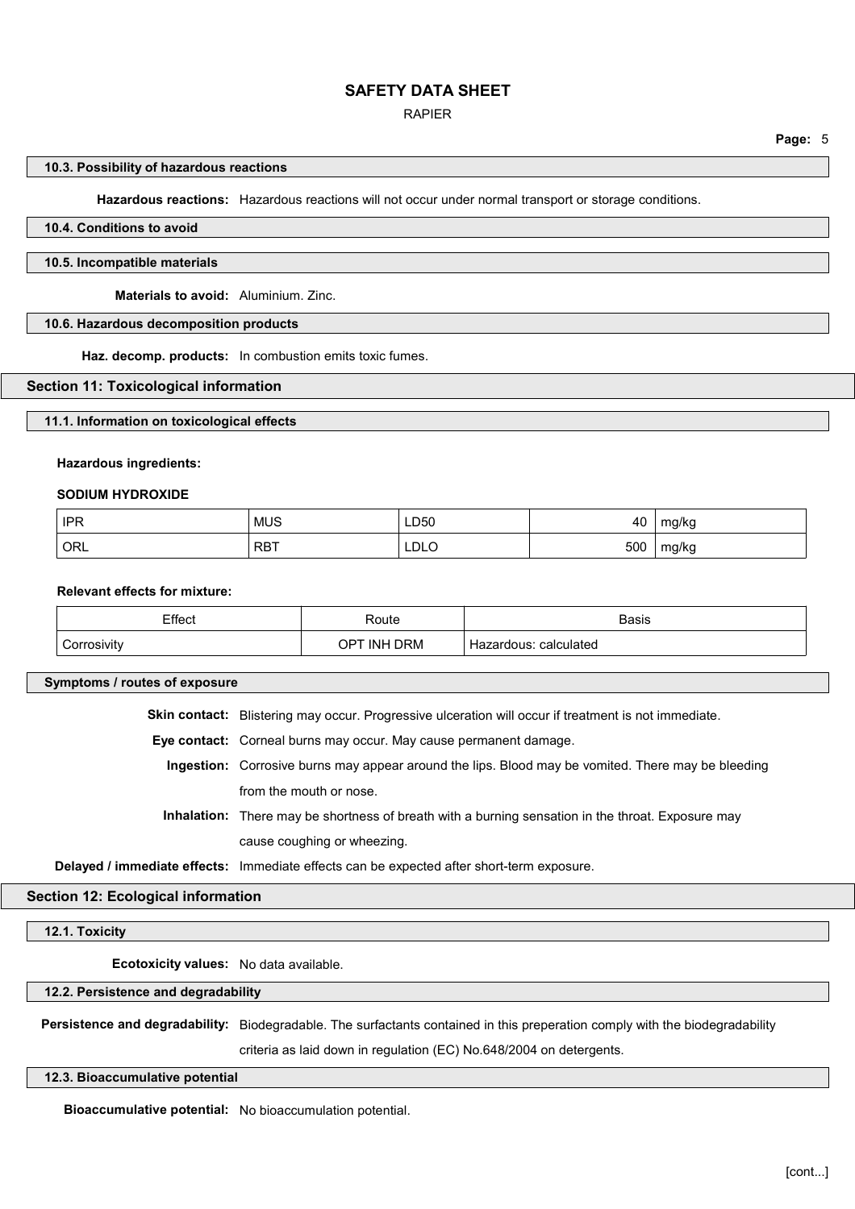#### 10.3. Possibility of hazardous reactions

**Hazardous reactions:** Hazardous reactions will not occur under normal transport or storage conditions.

#### 10.4. Conditions to avoid

#### 10.5. Incompatible materials

**Materials to avoid:** Aluminium. Zinc.

#### 10.6. Hazardous decomposition products

**Haz. decomp. products:** In combustion emits toxic fumes.

## Section 11: Toxicological information

#### 11.1. Information on toxicological effects

**Hazardous ingredients:**

**SODIUM HYDROXIDE**

| | | | | |
|---|---|---|---|---|
| IPR | MUS | LD50 | 40 | mg/kg |
| ORL | RBT | LDLO | 500 | mg/kg |

**Relevant effects for mixture:**

| Effect | Route | Basis |
|---|---|---|
| Corrosivity | OPT INH DRM | Hazardous: calculated |

#### Symptoms / routes of exposure

**Skin contact:** Blistering may occur. Progressive ulceration will occur if treatment is not immediate.

**Eye contact:** Corneal burns may occur. May cause permanent damage.

**Ingestion:** Corrosive burns may appear around the lips. Blood may be vomited. There may be bleeding from the mouth or nose.

**Inhalation:** There may be shortness of breath with a burning sensation in the throat. Exposure may cause coughing or wheezing.

**Delayed / immediate effects:** Immediate effects can be expected after short-term exposure.

## Section 12: Ecological information

#### 12.1. Toxicity

**Ecotoxicity values:** No data available.

#### 12.2. Persistence and degradability

**Persistence and degradability:** Biodegradable. The surfactants contained in this preperation comply with the biodegradability criteria as laid down in regulation (EC) No.648/2004 on detergents.

#### 12.3. Bioaccumulative potential

**Bioaccumulative potential:** No bioaccumulation potential.

[cont...]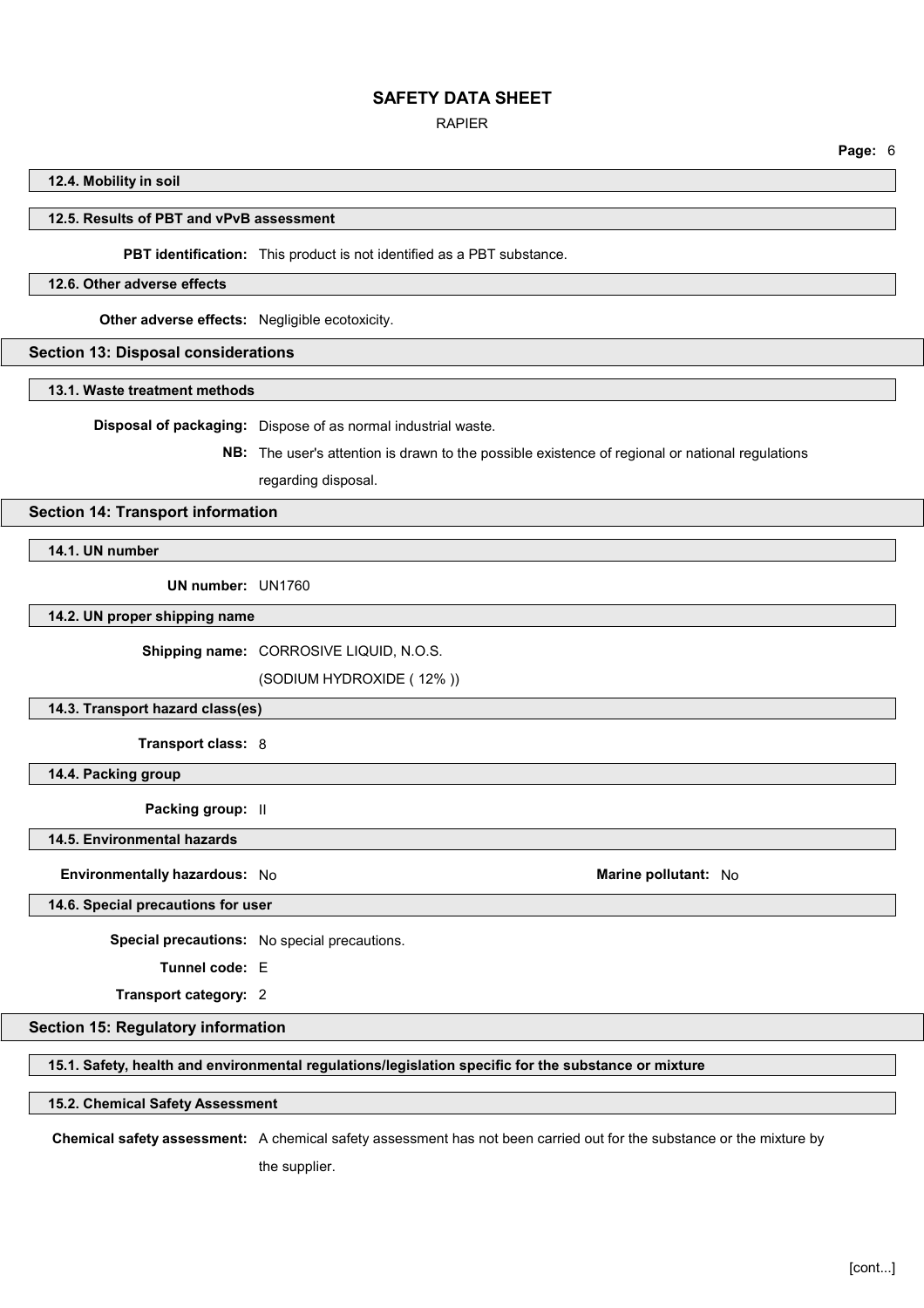### 12.4. Mobility in soil

### 12.5. Results of PBT and vPvB assessment

**PBT identification:** This product is not identified as a PBT substance.

### 12.6. Other adverse effects

**Other adverse effects:** Negligible ecotoxicity.

## Section 13: Disposal considerations

### 13.1. Waste treatment methods

**Disposal of packaging:** Dispose of as normal industrial waste.

**NB:** The user's attention is drawn to the possible existence of regional or national regulations regarding disposal.

## Section 14: Transport information

### 14.1. UN number

**UN number:** UN1760

### 14.2. UN proper shipping name

**Shipping name:** CORROSIVE LIQUID, N.O.S.
(SODIUM HYDROXIDE ( 12% ))

### 14.3. Transport hazard class(es)

**Transport class:** 8

### 14.4. Packing group

**Packing group:** II

### 14.5. Environmental hazards

**Environmentally hazardous:** No **Marine pollutant:** No

### 14.6. Special precautions for user

**Special precautions:** No special precautions.

**Tunnel code:** E

**Transport category:** 2

## Section 15: Regulatory information

### 15.1. Safety, health and environmental regulations/legislation specific for the substance or mixture

### 15.2. Chemical Safety Assessment

**Chemical safety assessment:** A chemical safety assessment has not been carried out for the substance or the mixture by the supplier.

[cont...]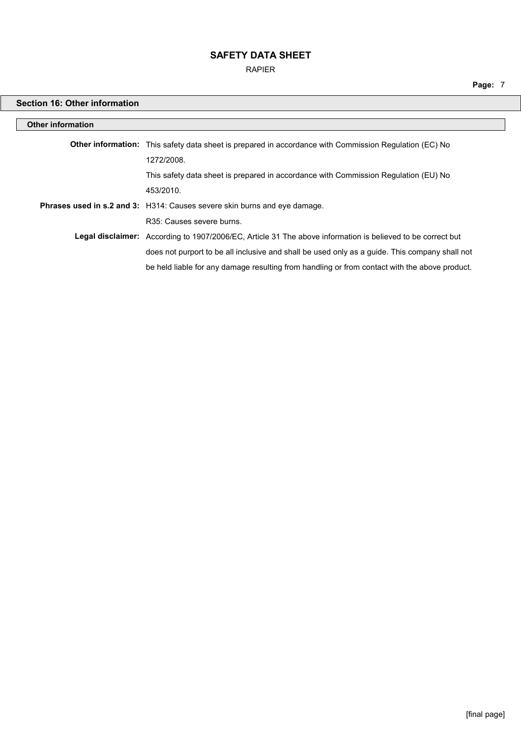## Section 16: Other information

### Other information

**Other information:** This safety data sheet is prepared in accordance with Commission Regulation (EC) No 1272/2008.

This safety data sheet is prepared in accordance with Commission Regulation (EU) No 453/2010.

**Phrases used in s.2 and 3:** H314: Causes severe skin burns and eye damage.

R35: Causes severe burns.

**Legal disclaimer:** According to 1907/2006/EC, Article 31 The above information is believed to be correct but does not purport to be all inclusive and shall be used only as a guide. This company shall not be held liable for any damage resulting from handling or from contact with the above product.

[final page]